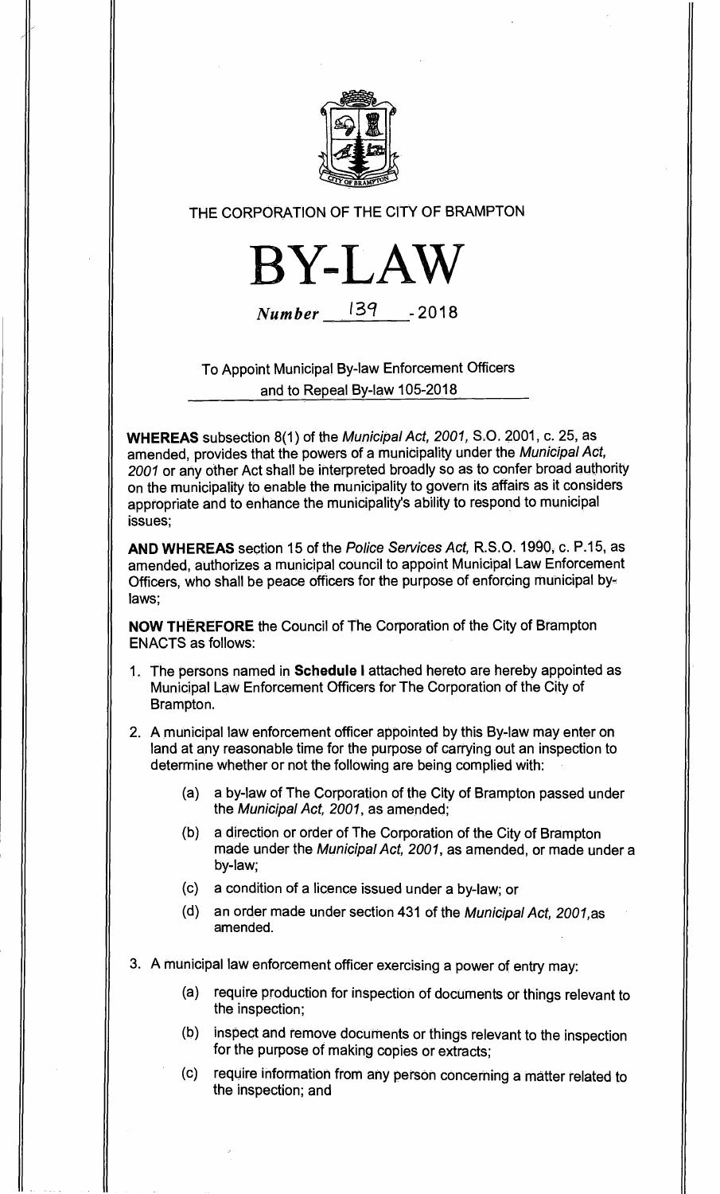THE CORPORATION OF THE CITY OF BRAMPTON

# BY-LAW

*Number* 139 - 2018

To Appoint Municipal By-law Enforcement Officers and to Repeal By-law 105-2018

**WHEREAS** subsection 8(1) of the *Municipal Act, 2001*, S.O. 2001, c. 25, as amended, provides that the powers of a municipality under the *Municipal Act, 2001* or any other Act shall be interpreted broadly so as to confer broad authority on the municipality to enable the municipality to govern its affairs as it considers appropriate and to enhance the municipality's ability to respond to municipal issues;

**AND WHEREAS** section 15 of the *Police Services Act*, R.S.O. 1990, c. P.15, as amended, authorizes a municipal council to appoint Municipal Law Enforcement Officers, who shall be peace officers for the purpose of enforcing municipal by-laws;

**NOW THEREFORE** the Council of The Corporation of the City of Brampton ENACTS as follows:

1. The persons named in **Schedule I** attached hereto are hereby appointed as Municipal Law Enforcement Officers for The Corporation of the City of Brampton.

2. A municipal law enforcement officer appointed by this By-law may enter on land at any reasonable time for the purpose of carrying out an inspection to determine whether or not the following are being complied with:

   (a) a by-law of The Corporation of the City of Brampton passed under the *Municipal Act, 2001*, as amended;

   (b) a direction or order of The Corporation of the City of Brampton made under the *Municipal Act, 2001*, as amended, or made under a by-law;

   (c) a condition of a licence issued under a by-law; or

   (d) an order made under section 431 of the *Municipal Act, 2001*, as amended.

3. A municipal law enforcement officer exercising a power of entry may:

   (a) require production for inspection of documents or things relevant to the inspection;

   (b) inspect and remove documents or things relevant to the inspection for the purpose of making copies or extracts;

   (c) require information from any person concerning a matter related to the inspection; and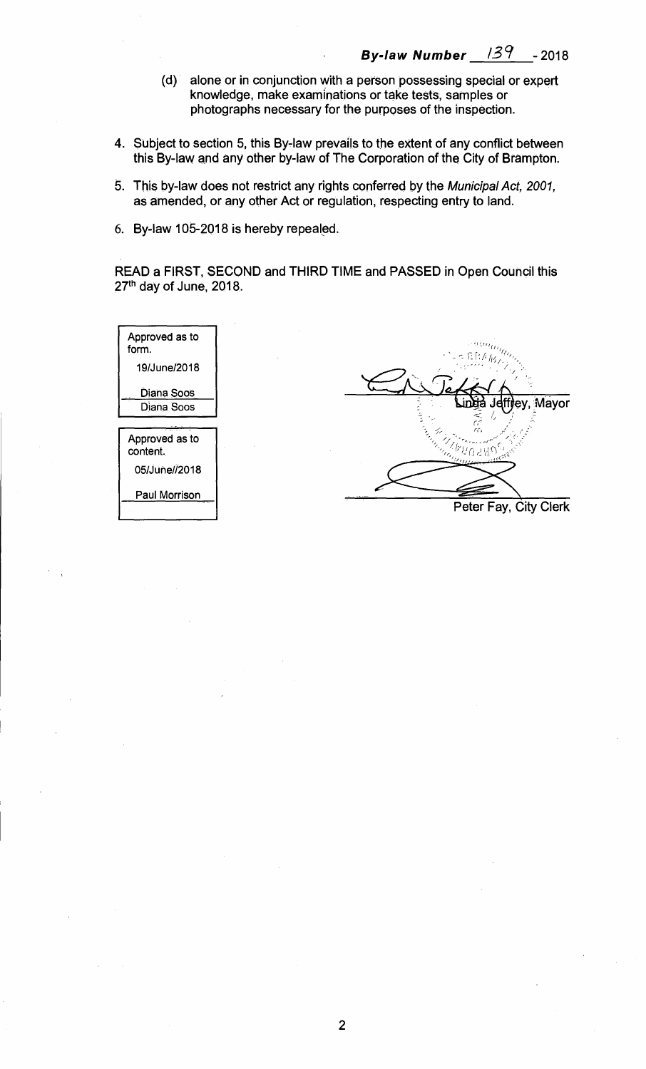**By-law Number 139 - 2018**

(d) alone or in conjunction with a person possessing special or expert knowledge, make examinations or take tests, samples or photographs necessary for the purposes of the inspection.

4. Subject to section 5, this By-law prevails to the extent of any conflict between this By-law and any other by-law of The Corporation of the City of Brampton.

5. This by-law does not restrict any rights conferred by the *Municipal Act, 2001*, as amended, or any other Act or regulation, respecting entry to land.

6. By-law 105-2018 is hereby repealed.

READ a FIRST, SECOND and THIRD TIME and PASSED in Open Council this 27th day of June, 2018.

| Approved as to form. |
|---|
| 19/June/2018 |
| Diana Soos |
| Diana Soos |

| Approved as to content. |
|---|
| 05/June//2018 |
| Paul Morrison |

Linda Jeffrey, Mayor

Peter Fay, City Clerk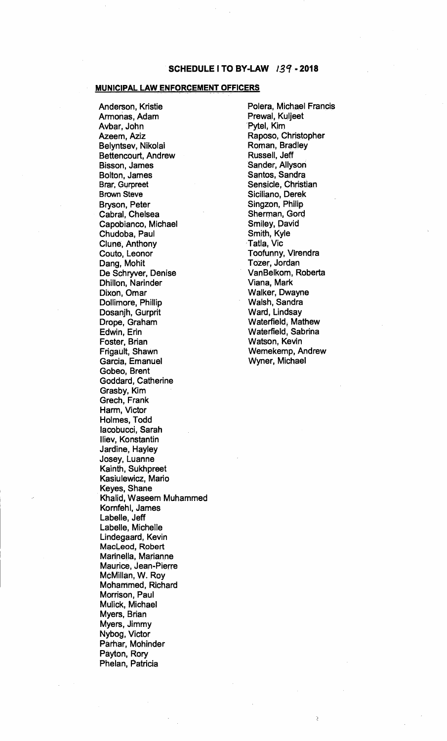# SCHEDULE I TO BY-LAW 139 - 2018

## MUNICIPAL LAW ENFORCEMENT OFFICERS

Anderson, Kristie
Armonas, Adam
Avbar, John
Azeem, Aziz
Belyntsev, Nikolai
Bettencourt, Andrew
Bisson, James
Bolton, James
Brar, Gurpreet
Brown Steve
Bryson, Peter
Cabral, Chelsea
Capobianco, Michael
Chudoba, Paul
Clune, Anthony
Couto, Leonor
Dang, Mohit
De Schryver, Denise
Dhillon, Narinder
Dixon, Omar
Dollimore, Phillip
Dosanjh, Gurprit
Drope, Graham
Edwin, Erin
Foster, Brian
Frigault, Shawn
Garcia, Emanuel
Gobeo, Brent
Goddard, Catherine
Grasby, Kim
Grech, Frank
Harm, Victor
Holmes, Todd
Iacobucci, Sarah
Iliev, Konstantin
Jardine, Hayley
Josey, Luanne
Kainth, Sukhpreet
Kasiulewicz, Mario
Keyes, Shane
Khalid, Waseem Muhammed
Kornfehl, James
Labelle, Jeff
Labelle, Michelle
Lindegaard, Kevin
MacLeod, Robert
Marinella, Marianne
Maurice, Jean-Pierre
McMillan, W. Roy
Mohammed, Richard
Morrison, Paul
Mulick, Michael
Myers, Brian
Myers, Jimmy
Nybog, Victor
Parhar, Mohinder
Payton, Rory
Phelan, Patricia
Polera, Michael Francis
Prewal, Kuljeet
Pytel, Kim
Raposo, Christopher
Roman, Bradley
Russell, Jeff
Sander, Allyson
Santos, Sandra
Sensicle, Christian
Siciliano, Derek
Singzon, Philip
Sherman, Gord
Smiley, David
Smith, Kyle
Tatla, Vic
Toofunny, Virendra
Tozer, Jordan
VanBelkom, Roberta
Viana, Mark
Walker, Dwayne
Walsh, Sandra
Ward, Lindsay
Waterfield, Mathew
Waterfield, Sabrina
Watson, Kevin
Wernekemp, Andrew
Wyner, Michael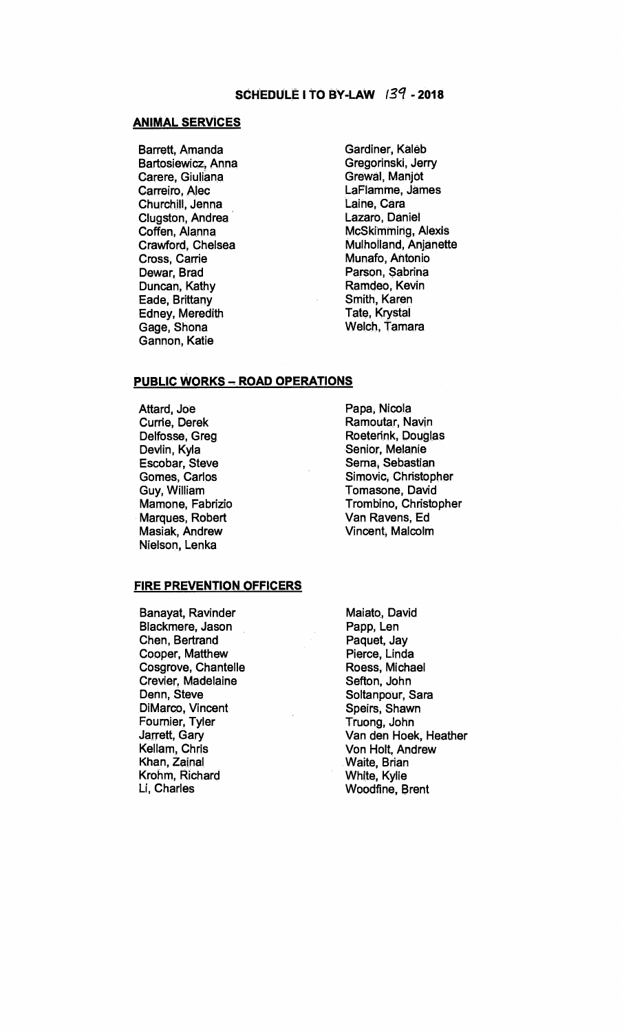# SCHEDULE I TO BY-LAW 139 - 2018

## ANIMAL SERVICES

Barrett, Amanda
Bartosiewicz, Anna
Carere, Giuliana
Carreiro, Alec
Churchill, Jenna
Clugston, Andrea
Coffen, Alanna
Crawford, Chelsea
Cross, Carrie
Dewar, Brad
Duncan, Kathy
Eade, Brittany
Edney, Meredith
Gage, Shona
Gannon, Katie
Gardiner, Kaleb
Gregorinski, Jerry
Grewal, Manjot
LaFlamme, James
Laine, Cara
Lazaro, Daniel
McSkimming, Alexis
Mulholland, Anjanette
Munafo, Antonio
Parson, Sabrina
Ramdeo, Kevin
Smith, Karen
Tate, Krystal
Welch, Tamara

## PUBLIC WORKS – ROAD OPERATIONS

Attard, Joe
Currie, Derek
Delfosse, Greg
Devlin, Kyla
Escobar, Steve
Gomes, Carlos
Guy, William
Mamone, Fabrizio
Marques, Robert
Masiak, Andrew
Nielson, Lenka
Papa, Nicola
Ramoutar, Navin
Roeterink, Douglas
Senior, Melanie
Serna, Sebastian
Simovic, Christopher
Tomasone, David
Trombino, Christopher
Van Ravens, Ed
Vincent, Malcolm

## FIRE PREVENTION OFFICERS

Banayat, Ravinder
Blackmere, Jason
Chen, Bertrand
Cooper, Matthew
Cosgrove, Chantelle
Crevier, Madelaine
Denn, Steve
DiMarco, Vincent
Fournier, Tyler
Jarrett, Gary
Kellam, Chris
Khan, Zainal
Krohm, Richard
Li, Charles
Maiato, David
Papp, Len
Paquet, Jay
Pierce, Linda
Roess, Michael
Sefton, John
Soltanpour, Sara
Speirs, Shawn
Truong, John
Van den Hoek, Heather
Von Holt, Andrew
Waite, Brian
White, Kylie
Woodfine, Brent